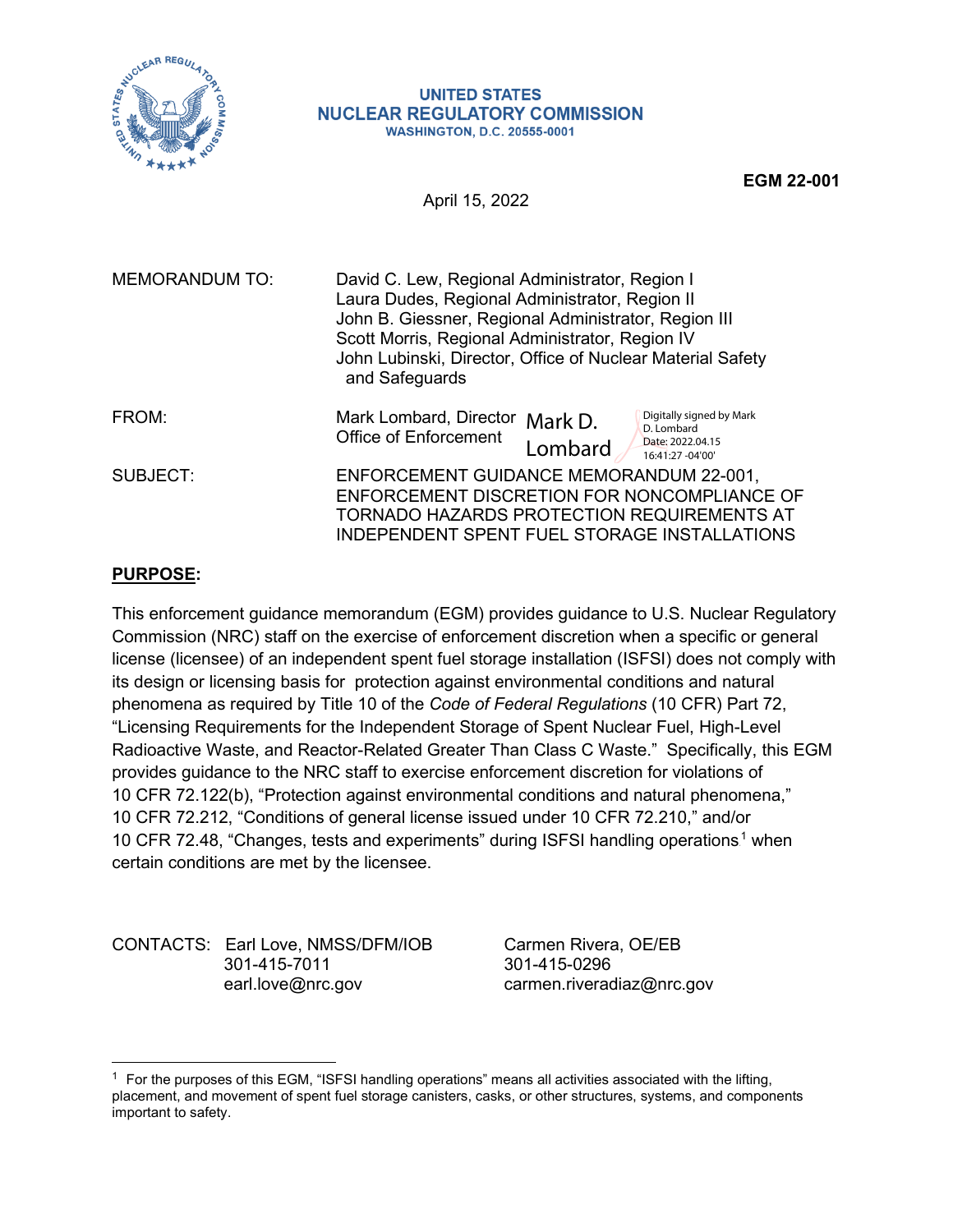**UNITED STATES**
**NUCLEAR REGULATORY COMMISSION**
**WASHINGTON, D.C. 20555-0001**

**EGM 22-001**

April 15, 2022

MEMORANDUM TO: David C. Lew, Regional Administrator, Region I
Laura Dudes, Regional Administrator, Region II
John B. Giessner, Regional Administrator, Region III
Scott Morris, Regional Administrator, Region IV
John Lubinski, Director, Office of Nuclear Material Safety and Safeguards

FROM: Mark Lombard, Director
Office of Enforcement

Mark D. Lombard
Digitally signed by Mark D. Lombard
Date: 2022.04.15 16:41:27 -04'00'

SUBJECT: ENFORCEMENT GUIDANCE MEMORANDUM 22-001, ENFORCEMENT DISCRETION FOR NONCOMPLIANCE OF TORNADO HAZARDS PROTECTION REQUIREMENTS AT INDEPENDENT SPENT FUEL STORAGE INSTALLATIONS

**PURPOSE:**

This enforcement guidance memorandum (EGM) provides guidance to U.S. Nuclear Regulatory Commission (NRC) staff on the exercise of enforcement discretion when a specific or general license (licensee) of an independent spent fuel storage installation (ISFSI) does not comply with its design or licensing basis for protection against environmental conditions and natural phenomena as required by Title 10 of the *Code of Federal Regulations* (10 CFR) Part 72, "Licensing Requirements for the Independent Storage of Spent Nuclear Fuel, High-Level Radioactive Waste, and Reactor-Related Greater Than Class C Waste." Specifically, this EGM provides guidance to the NRC staff to exercise enforcement discretion for violations of 10 CFR 72.122(b), "Protection against environmental conditions and natural phenomena," 10 CFR 72.212, "Conditions of general license issued under 10 CFR 72.210," and/or 10 CFR 72.48, "Changes, tests and experiments" during ISFSI handling operations[1] when certain conditions are met by the licensee.

CONTACTS: Earl Love, NMSS/DFM/IOB
301-415-7011
earl.love@nrc.gov

Carmen Rivera, OE/EB
301-415-0296
carmen.riveradiaz@nrc.gov

[1] For the purposes of this EGM, "ISFSI handling operations" means all activities associated with the lifting, placement, and movement of spent fuel storage canisters, casks, or other structures, systems, and components important to safety.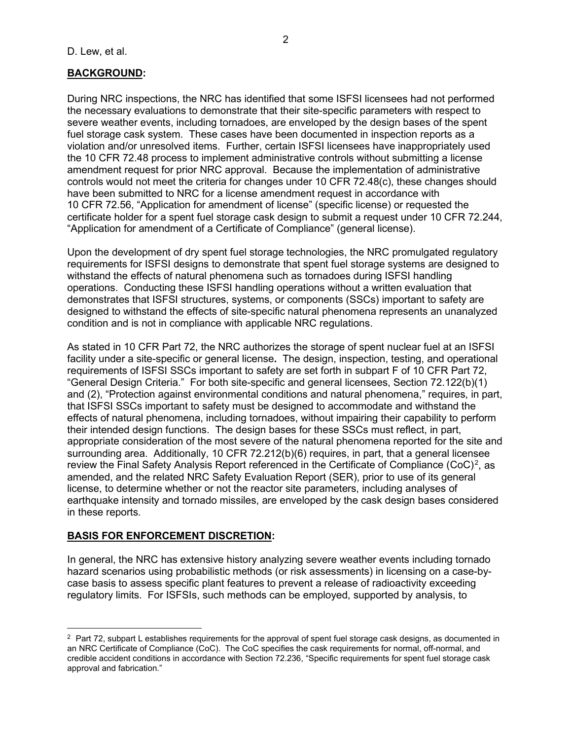## BACKGROUND:

During NRC inspections, the NRC has identified that some ISFSI licensees had not performed the necessary evaluations to demonstrate that their site-specific parameters with respect to severe weather events, including tornadoes, are enveloped by the design bases of the spent fuel storage cask system. These cases have been documented in inspection reports as a violation and/or unresolved items. Further, certain ISFSI licensees have inappropriately used the 10 CFR 72.48 process to implement administrative controls without submitting a license amendment request for prior NRC approval. Because the implementation of administrative controls would not meet the criteria for changes under 10 CFR 72.48(c), these changes should have been submitted to NRC for a license amendment request in accordance with 10 CFR 72.56, "Application for amendment of license" (specific license) or requested the certificate holder for a spent fuel storage cask design to submit a request under 10 CFR 72.244, "Application for amendment of a Certificate of Compliance" (general license).

Upon the development of dry spent fuel storage technologies, the NRC promulgated regulatory requirements for ISFSI designs to demonstrate that spent fuel storage systems are designed to withstand the effects of natural phenomena such as tornadoes during ISFSI handling operations. Conducting these ISFSI handling operations without a written evaluation that demonstrates that ISFSI structures, systems, or components (SSCs) important to safety are designed to withstand the effects of site-specific natural phenomena represents an unanalyzed condition and is not in compliance with applicable NRC regulations.

As stated in 10 CFR Part 72, the NRC authorizes the storage of spent nuclear fuel at an ISFSI facility under a site-specific or general license**.** The design, inspection, testing, and operational requirements of ISFSI SSCs important to safety are set forth in subpart F of 10 CFR Part 72, "General Design Criteria." For both site-specific and general licensees, Section 72.122(b)(1) and (2), "Protection against environmental conditions and natural phenomena," requires, in part, that ISFSI SSCs important to safety must be designed to accommodate and withstand the effects of natural phenomena, including tornadoes, without impairing their capability to perform their intended design functions. The design bases for these SSCs must reflect, in part, appropriate consideration of the most severe of the natural phenomena reported for the site and surrounding area. Additionally, 10 CFR 72.212(b)(6) requires, in part, that a general licensee review the Final Safety Analysis Report referenced in the Certificate of Compliance (CoC)[2], as amended, and the related NRC Safety Evaluation Report (SER), prior to use of its general license, to determine whether or not the reactor site parameters, including analyses of earthquake intensity and tornado missiles, are enveloped by the cask design bases considered in these reports.

## BASIS FOR ENFORCEMENT DISCRETION:

In general, the NRC has extensive history analyzing severe weather events including tornado hazard scenarios using probabilistic methods (or risk assessments) in licensing on a case-by-case basis to assess specific plant features to prevent a release of radioactivity exceeding regulatory limits. For ISFSIs, such methods can be employed, supported by analysis, to

---

[2] Part 72, subpart L establishes requirements for the approval of spent fuel storage cask designs, as documented in an NRC Certificate of Compliance (CoC). The CoC specifies the cask requirements for normal, off-normal, and credible accident conditions in accordance with Section 72.236, "Specific requirements for spent fuel storage cask approval and fabrication."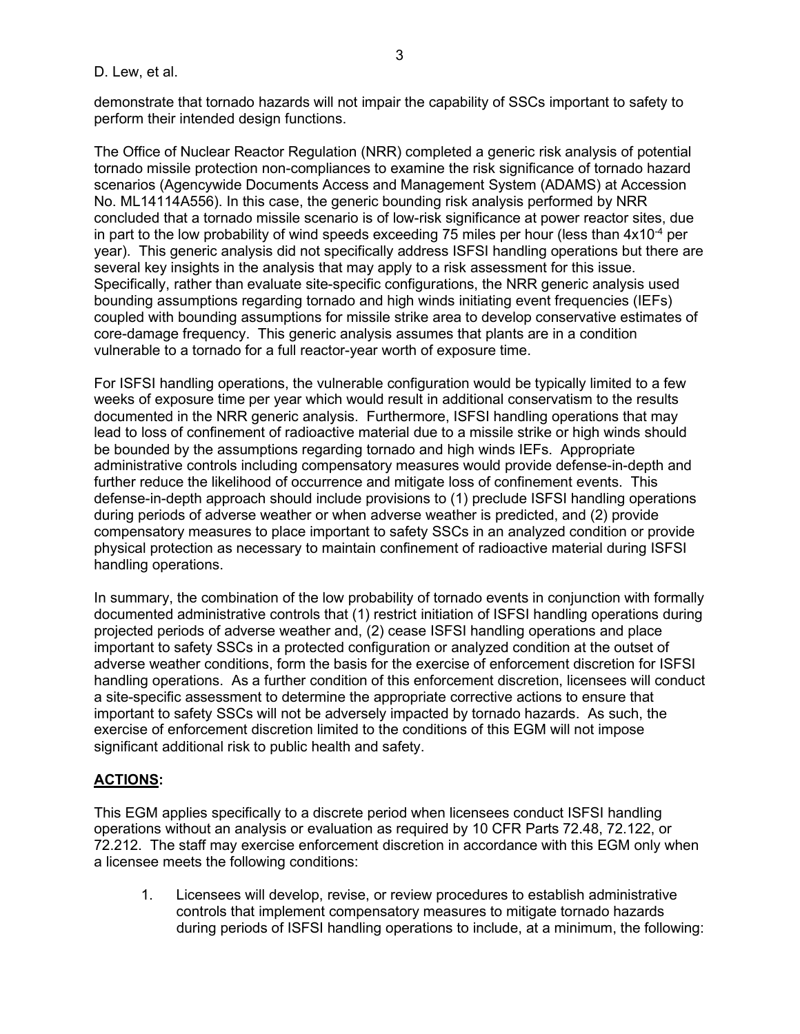demonstrate that tornado hazards will not impair the capability of SSCs important to safety to perform their intended design functions.

The Office of Nuclear Reactor Regulation (NRR) completed a generic risk analysis of potential tornado missile protection non-compliances to examine the risk significance of tornado hazard scenarios (Agencywide Documents Access and Management System (ADAMS) at Accession No. ML14114A556). In this case, the generic bounding risk analysis performed by NRR concluded that a tornado missile scenario is of low-risk significance at power reactor sites, due in part to the low probability of wind speeds exceeding 75 miles per hour (less than $4 \times 10^{-4}$ per year). This generic analysis did not specifically address ISFSI handling operations but there are several key insights in the analysis that may apply to a risk assessment for this issue. Specifically, rather than evaluate site-specific configurations, the NRR generic analysis used bounding assumptions regarding tornado and high winds initiating event frequencies (IEFs) coupled with bounding assumptions for missile strike area to develop conservative estimates of core-damage frequency. This generic analysis assumes that plants are in a condition vulnerable to a tornado for a full reactor-year worth of exposure time.

For ISFSI handling operations, the vulnerable configuration would be typically limited to a few weeks of exposure time per year which would result in additional conservatism to the results documented in the NRR generic analysis. Furthermore, ISFSI handling operations that may lead to loss of confinement of radioactive material due to a missile strike or high winds should be bounded by the assumptions regarding tornado and high winds IEFs. Appropriate administrative controls including compensatory measures would provide defense-in-depth and further reduce the likelihood of occurrence and mitigate loss of confinement events. This defense-in-depth approach should include provisions to (1) preclude ISFSI handling operations during periods of adverse weather or when adverse weather is predicted, and (2) provide compensatory measures to place important to safety SSCs in an analyzed condition or provide physical protection as necessary to maintain confinement of radioactive material during ISFSI handling operations.

In summary, the combination of the low probability of tornado events in conjunction with formally documented administrative controls that (1) restrict initiation of ISFSI handling operations during projected periods of adverse weather and, (2) cease ISFSI handling operations and place important to safety SSCs in a protected configuration or analyzed condition at the outset of adverse weather conditions, form the basis for the exercise of enforcement discretion for ISFSI handling operations. As a further condition of this enforcement discretion, licensees will conduct a site-specific assessment to determine the appropriate corrective actions to ensure that important to safety SSCs will not be adversely impacted by tornado hazards. As such, the exercise of enforcement discretion limited to the conditions of this EGM will not impose significant additional risk to public health and safety.

## **ACTIONS:**

This EGM applies specifically to a discrete period when licensees conduct ISFSI handling operations without an analysis or evaluation as required by 10 CFR Parts 72.48, 72.122, or 72.212. The staff may exercise enforcement discretion in accordance with this EGM only when a licensee meets the following conditions:

1. Licensees will develop, revise, or review procedures to establish administrative controls that implement compensatory measures to mitigate tornado hazards during periods of ISFSI handling operations to include, at a minimum, the following: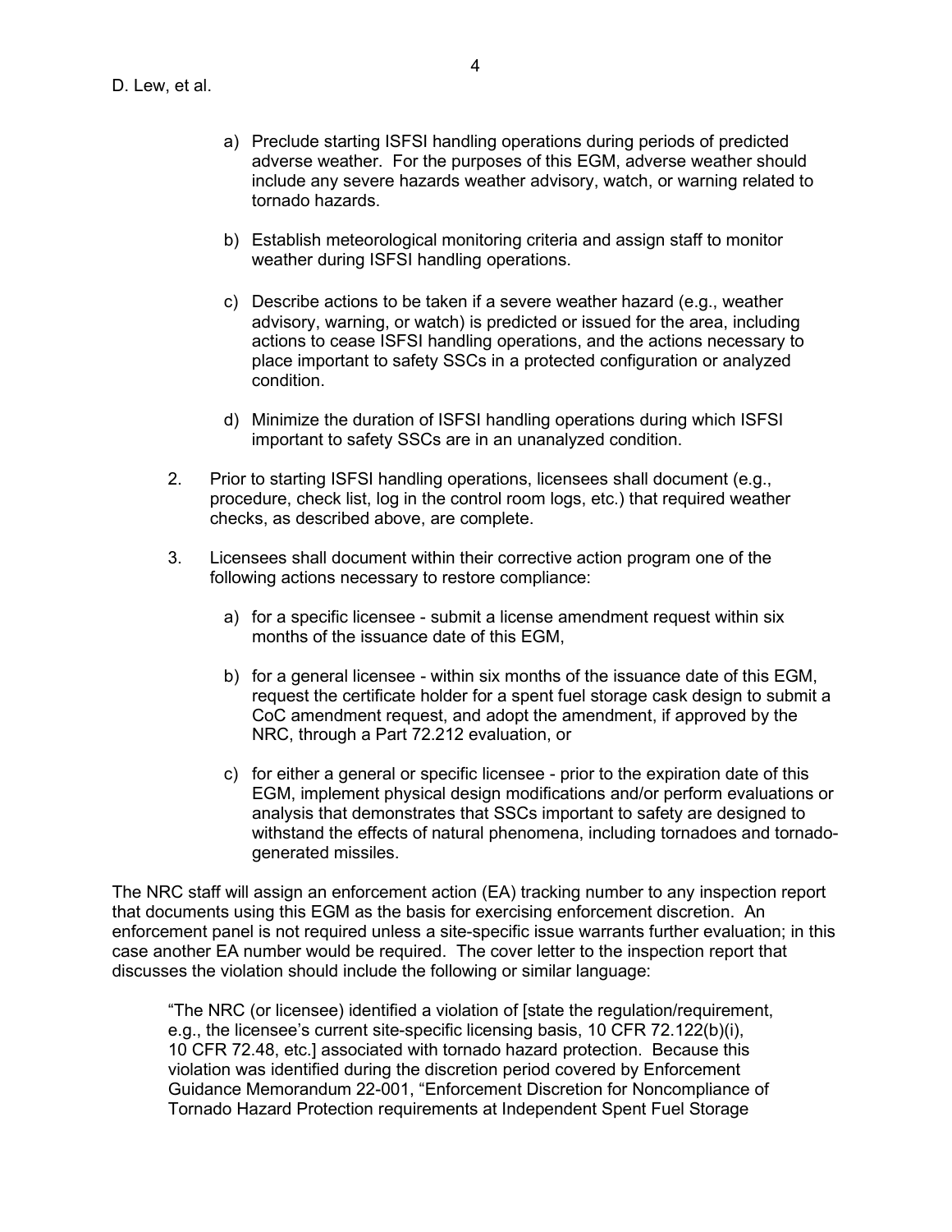a) Preclude starting ISFSI handling operations during periods of predicted adverse weather. For the purposes of this EGM, adverse weather should include any severe hazards weather advisory, watch, or warning related to tornado hazards.

b) Establish meteorological monitoring criteria and assign staff to monitor weather during ISFSI handling operations.

c) Describe actions to be taken if a severe weather hazard (e.g., weather advisory, warning, or watch) is predicted or issued for the area, including actions to cease ISFSI handling operations, and the actions necessary to place important to safety SSCs in a protected configuration or analyzed condition.

d) Minimize the duration of ISFSI handling operations during which ISFSI important to safety SSCs are in an unanalyzed condition.

2. Prior to starting ISFSI handling operations, licensees shall document (e.g., procedure, check list, log in the control room logs, etc.) that required weather checks, as described above, are complete.

3. Licensees shall document within their corrective action program one of the following actions necessary to restore compliance:

   a) for a specific licensee - submit a license amendment request within six months of the issuance date of this EGM,

   b) for a general licensee - within six months of the issuance date of this EGM, request the certificate holder for a spent fuel storage cask design to submit a CoC amendment request, and adopt the amendment, if approved by the NRC, through a Part 72.212 evaluation, or

   c) for either a general or specific licensee - prior to the expiration date of this EGM, implement physical design modifications and/or perform evaluations or analysis that demonstrates that SSCs important to safety are designed to withstand the effects of natural phenomena, including tornadoes and tornado-generated missiles.

The NRC staff will assign an enforcement action (EA) tracking number to any inspection report that documents using this EGM as the basis for exercising enforcement discretion. An enforcement panel is not required unless a site-specific issue warrants further evaluation; in this case another EA number would be required. The cover letter to the inspection report that discusses the violation should include the following or similar language:

> "The NRC (or licensee) identified a violation of [state the regulation/requirement, e.g., the licensee's current site-specific licensing basis, 10 CFR 72.122(b)(i), 10 CFR 72.48, etc.] associated with tornado hazard protection. Because this violation was identified during the discretion period covered by Enforcement Guidance Memorandum 22-001, "Enforcement Discretion for Noncompliance of Tornado Hazard Protection requirements at Independent Spent Fuel Storage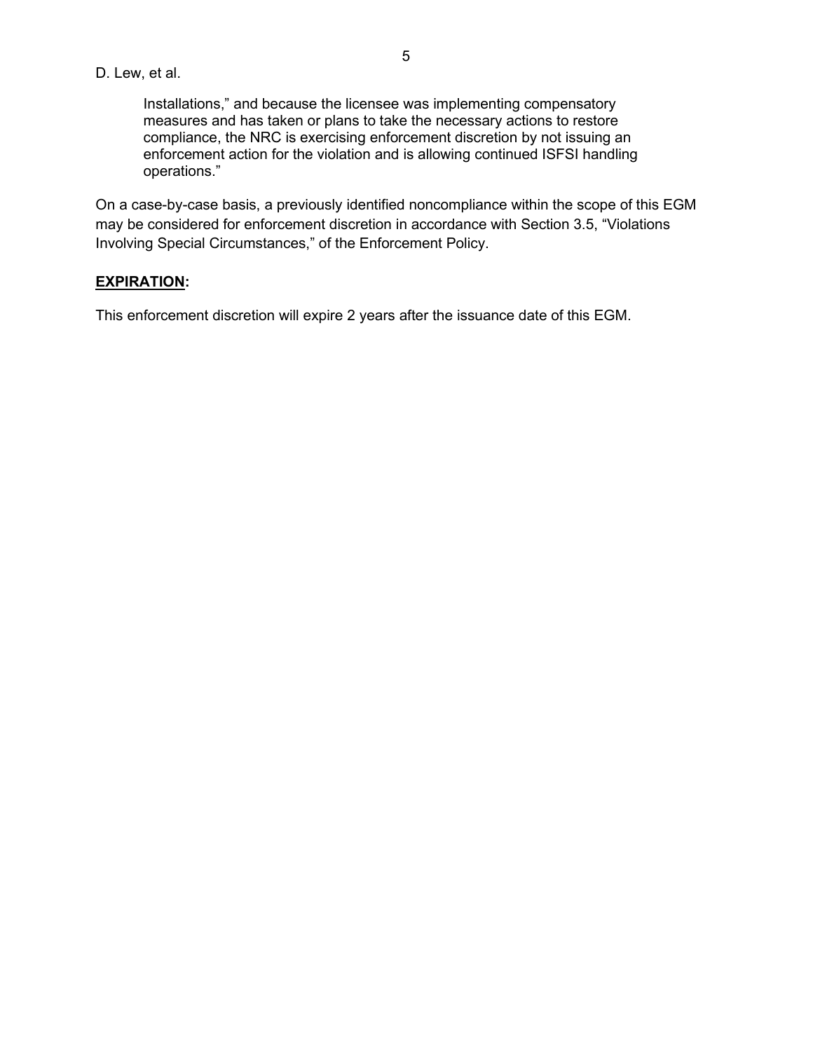> Installations," and because the licensee was implementing compensatory measures and has taken or plans to take the necessary actions to restore compliance, the NRC is exercising enforcement discretion by not issuing an enforcement action for the violation and is allowing continued ISFSI handling operations."

On a case-by-case basis, a previously identified noncompliance within the scope of this EGM may be considered for enforcement discretion in accordance with Section 3.5, "Violations Involving Special Circumstances," of the Enforcement Policy.

**EXPIRATION:**

This enforcement discretion will expire 2 years after the issuance date of this EGM.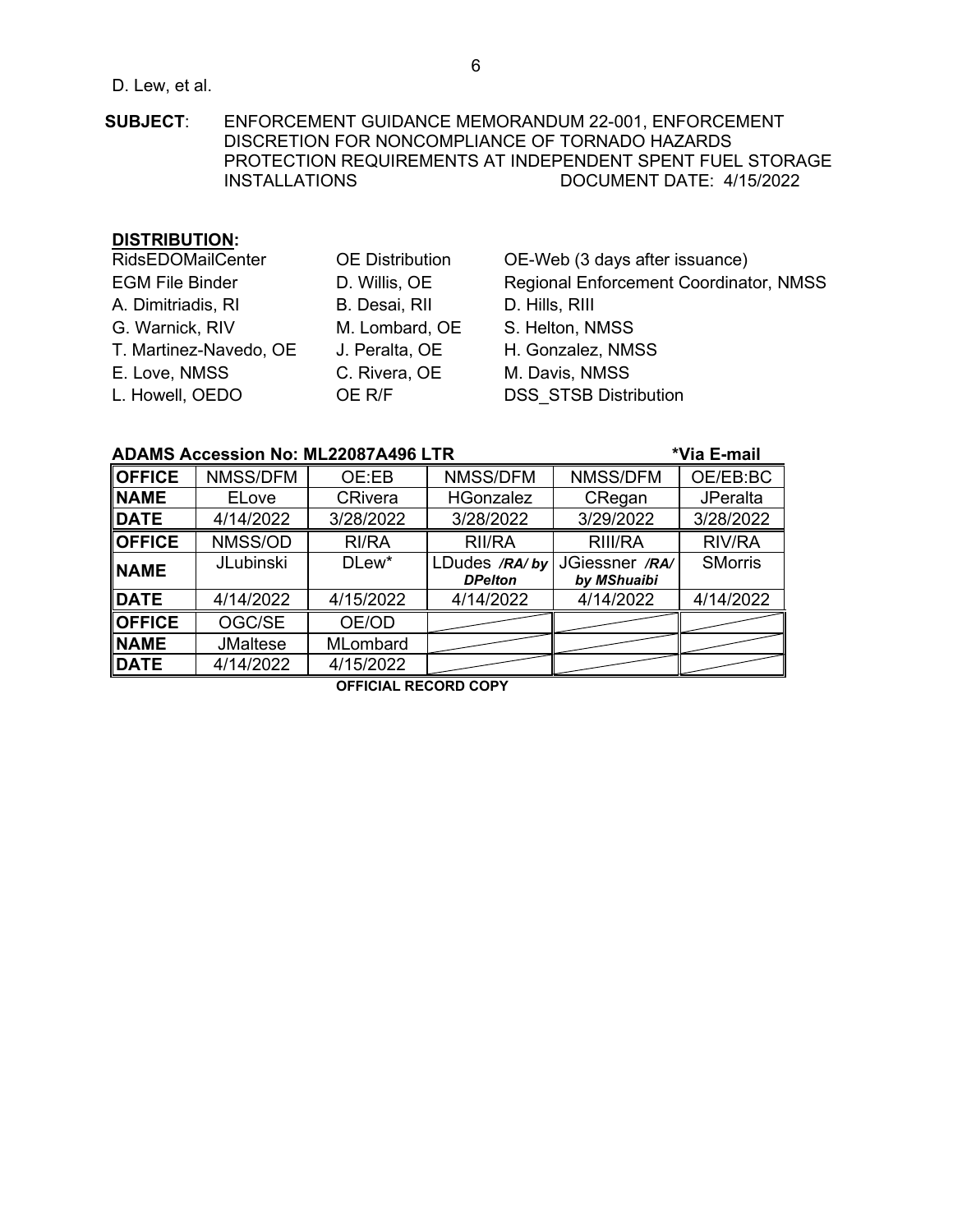D. Lew, et al.

**SUBJECT**: ENFORCEMENT GUIDANCE MEMORANDUM 22-001, ENFORCEMENT DISCRETION FOR NONCOMPLIANCE OF TORNADO HAZARDS PROTECTION REQUIREMENTS AT INDEPENDENT SPENT FUEL STORAGE INSTALLATIONS DOCUMENT DATE: 4/15/2022

**DISTRIBUTION:**

RidsEDOMailCenter
OE Distribution
OE-Web (3 days after issuance)
EGM File Binder
D. Willis, OE
Regional Enforcement Coordinator, NMSS
A. Dimitriadis, RI
B. Desai, RII
D. Hills, RIII
G. Warnick, RIV
M. Lombard, OE
S. Helton, NMSS
T. Martinez-Navedo, OE
J. Peralta, OE
H. Gonzalez, NMSS
E. Love, NMSS
C. Rivera, OE
M. Davis, NMSS
L. Howell, OEDO
OE R/F
DSS_STSB Distribution

**ADAMS Accession No: ML22087A496 LTR** **\*Via E-mail**

| | | | | | |
|---|---|---|---|---|---|
| **OFFICE** | NMSS/DFM | OE:EB | NMSS/DFM | NMSS/DFM | OE/EB:BC |
| **NAME** | ELove | CRivera | HGonzalez | CRegan | JPeralta |
| **DATE** | 4/14/2022 | 3/28/2022 | 3/28/2022 | 3/29/2022 | 3/28/2022 |
| **OFFICE** | NMSS/OD | RI/RA | RII/RA | RIII/RA | RIV/RA |
| **NAME** | JLubinski | DLew* | LDudes ***/RA/ by DPelton*** | JGiessner ***/RA/ by MShuaibi*** | SMorris |
| **DATE** | 4/14/2022 | 4/15/2022 | 4/14/2022 | 4/14/2022 | 4/14/2022 |
| **OFFICE** | OGC/SE | OE/OD | | | |
| **NAME** | JMaltese | MLombard | | | |
| **DATE** | 4/14/2022 | 4/15/2022 | | | |

**OFFICIAL RECORD COPY**